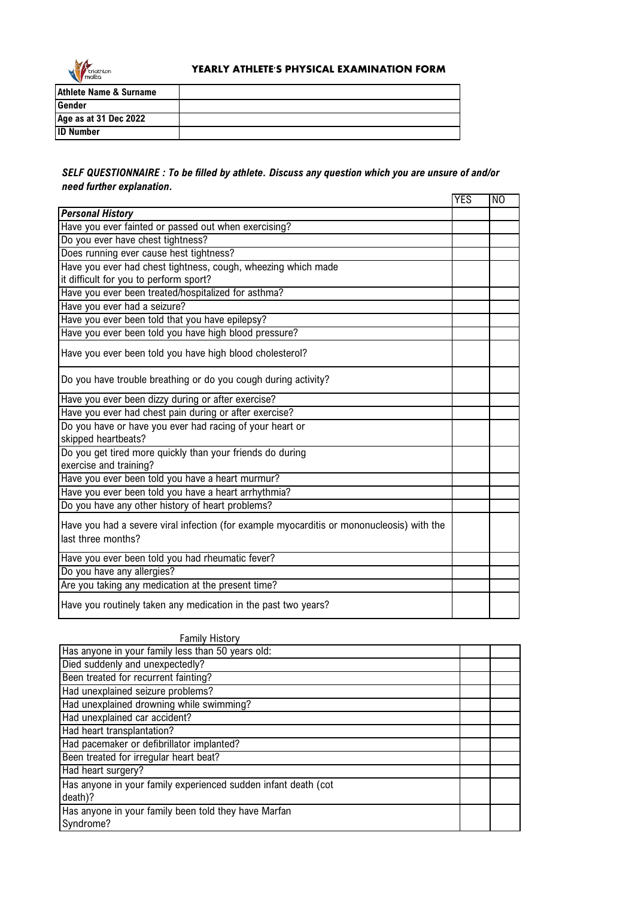# YEARLY ATHLETE'S PHYSICAL EXAMINATION FORM

| Athlete Name & Surname | |
|---|---|
| Gender | |
| Age as at 31 Dec 2022 | |
| ID Number | |

***SELF QUESTIONNAIRE : To be filled by athlete. Discuss any question which you are unsure of and/or need further explanation.***

| | YES | NO |
|---|---|---|
| ***Personal History*** | | |
| Have you ever fainted or passed out when exercising? | | |
| Do you ever have chest tightness? | | |
| Does running ever cause hest tightness? | | |
| Have you ever had chest tightness, cough, wheezing which made it difficult for you to perform sport? | | |
| Have you ever been treated/hospitalized for asthma? | | |
| Have you ever had a seizure? | | |
| Have you ever been told that you have epilepsy? | | |
| Have you ever been told you have high blood pressure? | | |
| Have you ever been told you have high blood cholesterol? | | |
| Do you have trouble breathing or do you cough during activity? | | |
| Have you ever been dizzy during or after exercise? | | |
| Have you ever had chest pain during or after exercise? | | |
| Do you have or have you ever had racing of your heart or skipped heartbeats? | | |
| Do you get tired more quickly than your friends do during exercise and training? | | |
| Have you ever been told you have a heart murmur? | | |
| Have you ever been told you have a heart arrhythmia? | | |
| Do you have any other history of heart problems? | | |
| Have you had a severe viral infection (for example myocarditis or mononucleosis) with the last three months? | | |
| Have you ever been told you had rheumatic fever? | | |
| Do you have any allergies? | | |
| Are you taking any medication at the present time? | | |
| Have you routinely taken any medication in the past two years? | | |

Family History

| | | |
|---|---|---|
| Has anyone in your family less than 50 years old: | | |
| Died suddenly and unexpectedly? | | |
| Been treated for recurrent fainting? | | |
| Had unexplained seizure problems? | | |
| Had unexplained drowning while swimming? | | |
| Had unexplained car accident? | | |
| Had heart transplantation? | | |
| Had pacemaker or defibrillator implanted? | | |
| Been treated for irregular heart beat? | | |
| Had heart surgery? | | |
| Has anyone in your family experienced sudden infant death (cot death)? | | |
| Has anyone in your family been told they have Marfan Syndrome? | | |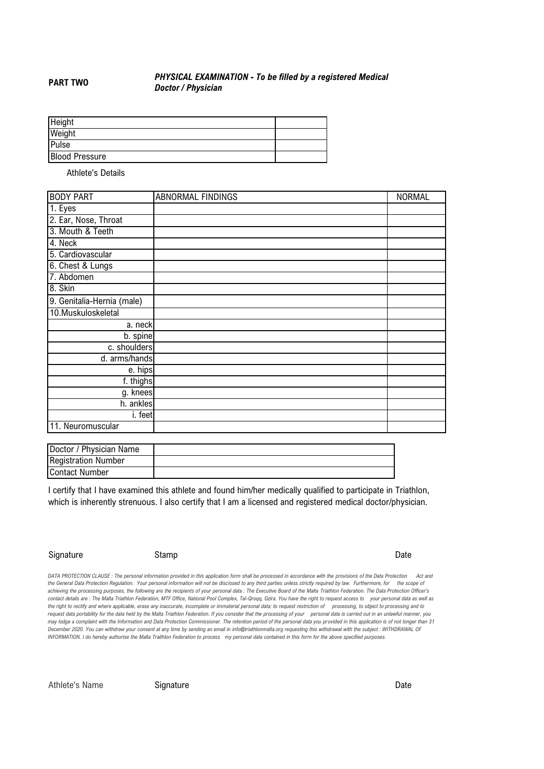**PART TWO** ***PHYSICAL EXAMINATION - To be filled by a registered Medical Doctor / Physician***

| | |
|---|---|
| Height | |
| Weight | |
| Pulse | |
| Blood Pressure | |

Athlete's Details

| BODY PART | ABNORMAL FINDINGS | NORMAL |
|---|---|---|
| 1. Eyes | | |
| 2. Ear, Nose, Throat | | |
| 3. Mouth & Teeth | | |
| 4. Neck | | |
| 5. Cardiovascular | | |
| 6. Chest & Lungs | | |
| 7. Abdomen | | |
| 8. Skin | | |
| 9. Genitalia-Hernia (male) | | |
| 10.Muskuloskeletal | | |
| a. neck | | |
| b. spine | | |
| c. shoulders | | |
| d. arms/hands | | |
| e. hips | | |
| f. thighs | | |
| g. knees | | |
| h. ankles | | |
| i. feet | | |
| 11. Neuromuscular | | |

| | |
|---|---|
| Doctor / Physician Name | |
| Registration Number | |
| Contact Number | |

I certify that I have examined this athlete and found him/her medically qualified to participate in Triathlon, which is inherently strenuous. I also certify that I am a licensed and registered medical doctor/physician.

Signature Stamp Date

*DATA PROTECTION CLAUSE : The personal information provided in this application form shall be processed in accordance with the provisions of the Data Protection Act and the General Data Protection Regulation. Your personal information will not be disclosed to any third parties unless strictly required by law. Furthermore, for the scope of achieving the processing purposes, the following are the recipients of your personal data : The Executive Board of the Malta Triathlon Federation. The Data Protection Officer's contact details are : The Malta Triathlon Federation, MTF Office, National Pool Complex, Tal-Qroqq, Gzira. You have the right to request access to your personal data as well as the right to rectify and where applicable, erase any inaccurate, incomplete or immaterial personal data; to request restriction of processing, to object to processing and to request data portability for the data held by the Malta Triathlon Federation. If you consider that the processing of your personal data is carried out in an unlawful manner, you may lodge a complaint with the Information and Data Protection Commissioner. The retention period of the personal data you provided in this application is of not longer than 31 December 2020. You can withdraw your consent at any time by sending an email in info@triathlonmalta.org requesting this withdrawal with the subject : WITHDRAWAL OF INFORMATION. I do hereby authorise the Malta Traithlon Federation to process my personal data contained in this form for the above specified purposes.*

Athlete's Name Signature Date